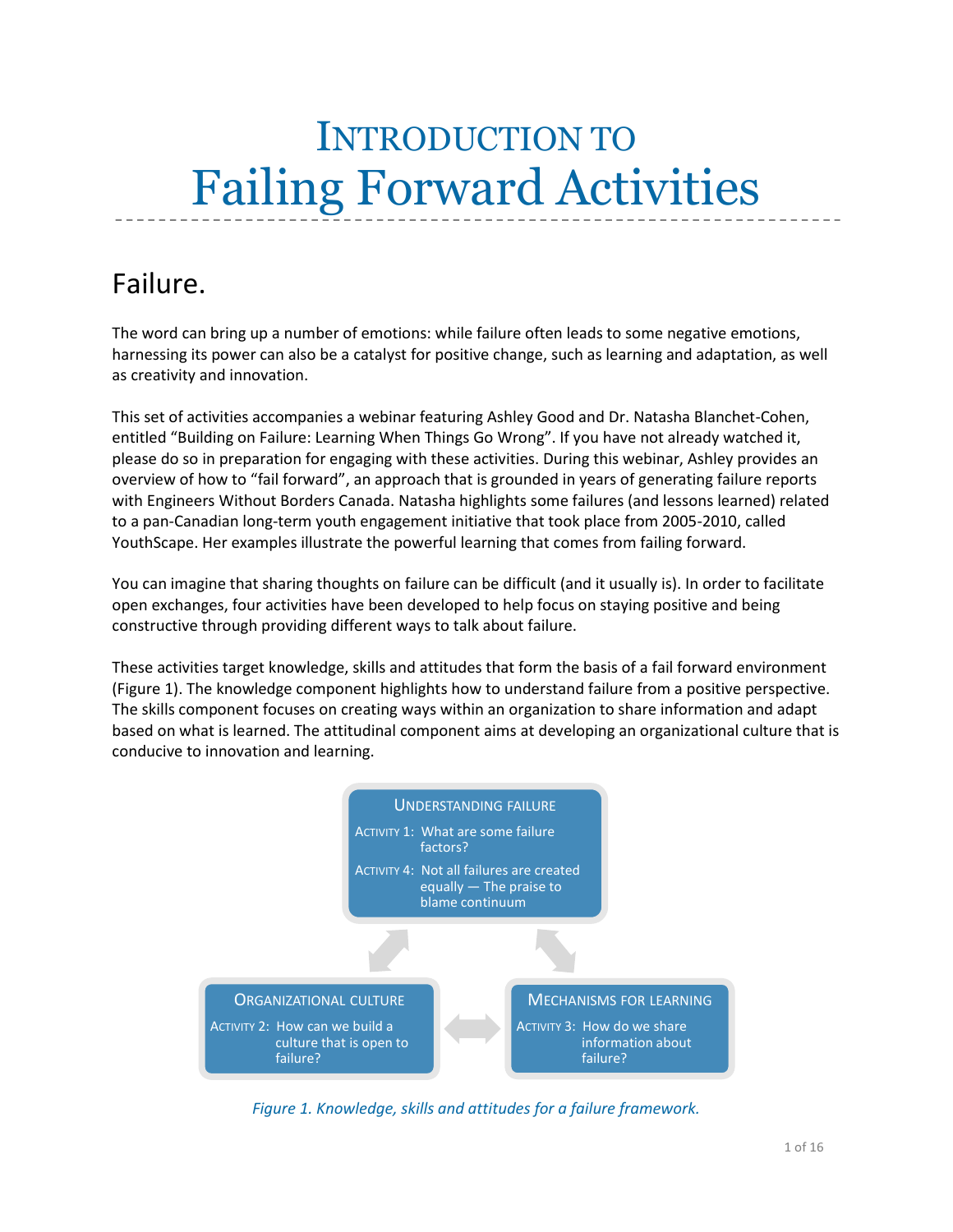# Introduction to Failing Forward Activities

## Failure.

The word can bring up a number of emotions: while failure often leads to some negative emotions, harnessing its power can also be a catalyst for positive change, such as learning and adaptation, as well as creativity and innovation.

This set of activities accompanies a webinar featuring Ashley Good and Dr. Natasha Blanchet-Cohen, entitled "Building on Failure: Learning When Things Go Wrong". If you have not already watched it, please do so in preparation for engaging with these activities. During this webinar, Ashley provides an overview of how to "fail forward", an approach that is grounded in years of generating failure reports with Engineers Without Borders Canada. Natasha highlights some failures (and lessons learned) related to a pan-Canadian long-term youth engagement initiative that took place from 2005-2010, called YouthScape. Her examples illustrate the powerful learning that comes from failing forward.

You can imagine that sharing thoughts on failure can be difficult (and it usually is). In order to facilitate open exchanges, four activities have been developed to help focus on staying positive and being constructive through providing different ways to talk about failure.

These activities target knowledge, skills and attitudes that form the basis of a fail forward environment (Figure 1). The knowledge component highlights how to understand failure from a positive perspective. The skills component focuses on creating ways within an organization to share information and adapt based on what is learned. The attitudinal component aims at developing an organizational culture that is conducive to innovation and learning.

**Understanding Failure**
- Activity 1: What are some failure factors?
- Activity 4: Not all failures are created equally — The praise to blame continuum

**Organizational Culture**
- Activity 2: How can we build a culture that is open to failure?

**Mechanisms for Learning**
- Activity 3: How do we share information about failure?

*Figure 1. Knowledge, skills and attitudes for a failure framework.*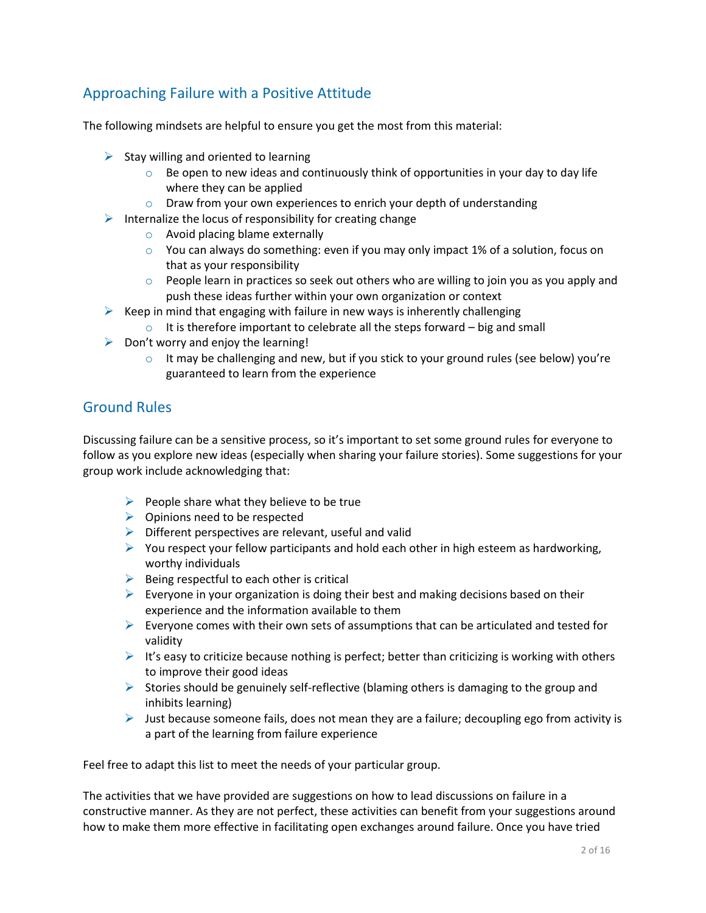## Approaching Failure with a Positive Attitude

The following mindsets are helpful to ensure you get the most from this material:

- Stay willing and oriented to learning
  - Be open to new ideas and continuously think of opportunities in your day to day life where they can be applied
  - Draw from your own experiences to enrich your depth of understanding
- Internalize the locus of responsibility for creating change
  - Avoid placing blame externally
  - You can always do something: even if you may only impact 1% of a solution, focus on that as your responsibility
  - People learn in practices so seek out others who are willing to join you as you apply and push these ideas further within your own organization or context
- Keep in mind that engaging with failure in new ways is inherently challenging
  - It is therefore important to celebrate all the steps forward – big and small
- Don't worry and enjoy the learning!
  - It may be challenging and new, but if you stick to your ground rules (see below) you're guaranteed to learn from the experience

## Ground Rules

Discussing failure can be a sensitive process, so it's important to set some ground rules for everyone to follow as you explore new ideas (especially when sharing your failure stories). Some suggestions for your group work include acknowledging that:

- People share what they believe to be true
- Opinions need to be respected
- Different perspectives are relevant, useful and valid
- You respect your fellow participants and hold each other in high esteem as hardworking, worthy individuals
- Being respectful to each other is critical
- Everyone in your organization is doing their best and making decisions based on their experience and the information available to them
- Everyone comes with their own sets of assumptions that can be articulated and tested for validity
- It's easy to criticize because nothing is perfect; better than criticizing is working with others to improve their good ideas
- Stories should be genuinely self-reflective (blaming others is damaging to the group and inhibits learning)
- Just because someone fails, does not mean they are a failure; decoupling ego from activity is a part of the learning from failure experience

Feel free to adapt this list to meet the needs of your particular group.

The activities that we have provided are suggestions on how to lead discussions on failure in a constructive manner. As they are not perfect, these activities can benefit from your suggestions around how to make them more effective in facilitating open exchanges around failure. Once you have tried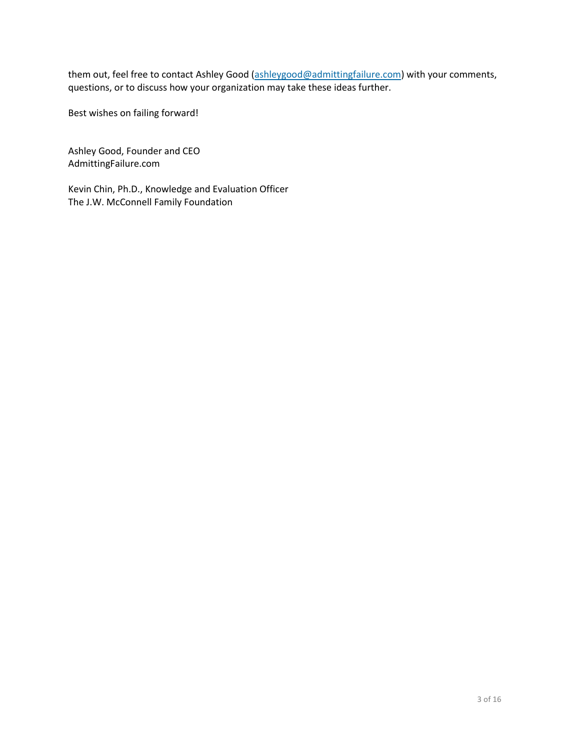them out, feel free to contact Ashley Good ([ashleygood@admittingfailure.com](mailto:ashleygood@admittingfailure.com)) with your comments, questions, or to discuss how your organization may take these ideas further.

Best wishes on failing forward!

Ashley Good, Founder and CEO  
AdmittingFailure.com

Kevin Chin, Ph.D., Knowledge and Evaluation Officer  
The J.W. McConnell Family Foundation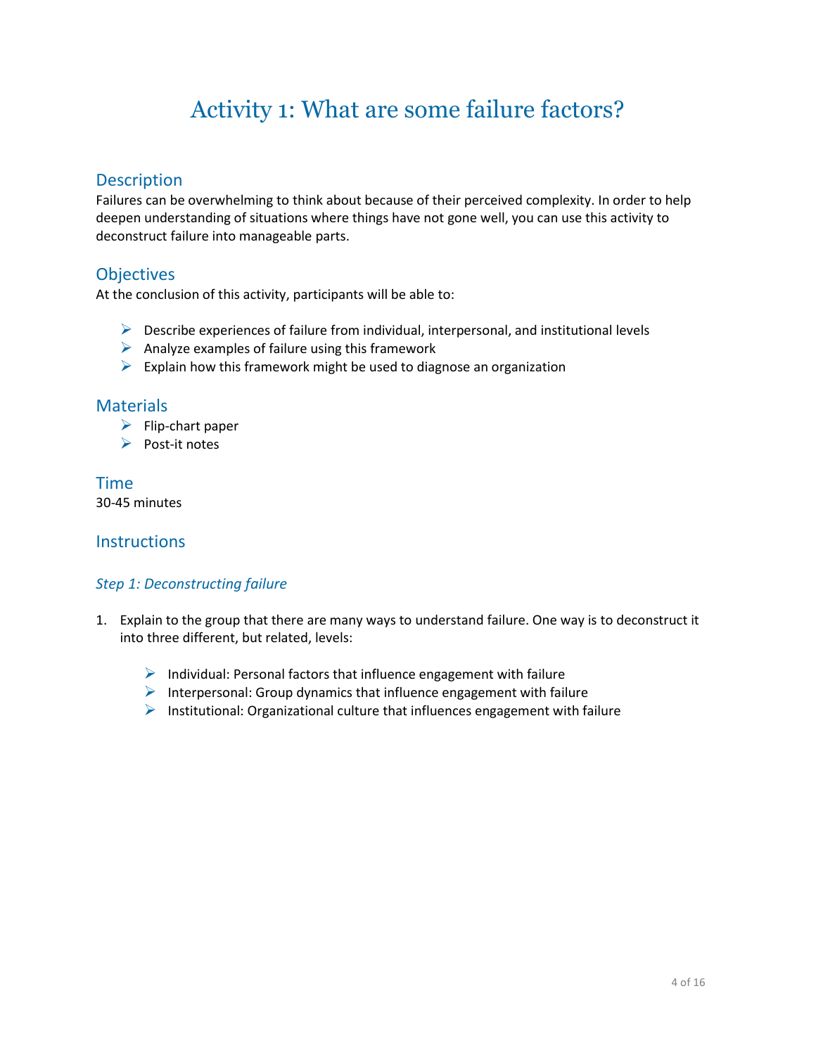# Activity 1: What are some failure factors?

## Description

Failures can be overwhelming to think about because of their perceived complexity. In order to help deepen understanding of situations where things have not gone well, you can use this activity to deconstruct failure into manageable parts.

## Objectives

At the conclusion of this activity, participants will be able to:

- Describe experiences of failure from individual, interpersonal, and institutional levels
- Analyze examples of failure using this framework
- Explain how this framework might be used to diagnose an organization

## Materials

- Flip-chart paper
- Post-it notes

## Time

30-45 minutes

## Instructions

### *Step 1: Deconstructing failure*

1. Explain to the group that there are many ways to understand failure. One way is to deconstruct it into three different, but related, levels:

    - Individual: Personal factors that influence engagement with failure
    - Interpersonal: Group dynamics that influence engagement with failure
    - Institutional: Organizational culture that influences engagement with failure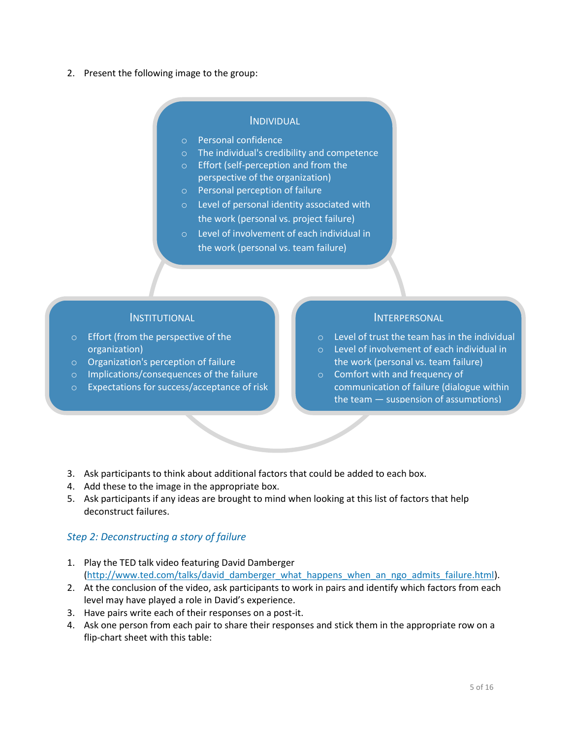2. Present the following image to the group:

**INDIVIDUAL**

- Personal confidence
- The individual's credibility and competence
- Effort (self-perception and from the perspective of the organization)
- Personal perception of failure
- Level of personal identity associated with the work (personal vs. project failure)
- Level of involvement of each individual in the work (personal vs. team failure)

**INSTITUTIONAL**

- Effort (from the perspective of the organization)
- Organization's perception of failure
- Implications/consequences of the failure
- Expectations for success/acceptance of risk

**INTERPERSONAL**

- Level of trust the team has in the individual
- Level of involvement of each individual in the work (personal vs. team failure)
- Comfort with and frequency of communication of failure (dialogue within the team — suspension of assumptions)

3. Ask participants to think about additional factors that could be added to each box.
4. Add these to the image in the appropriate box.
5. Ask participants if any ideas are brought to mind when looking at this list of factors that help deconstruct failures.

### *Step 2: Deconstructing a story of failure*

1. Play the TED talk video featuring David Damberger (http://www.ted.com/talks/david_damberger_what_happens_when_an_ngo_admits_failure.html).
2. At the conclusion of the video, ask participants to work in pairs and identify which factors from each level may have played a role in David's experience.
3. Have pairs write each of their responses on a post-it.
4. Ask one person from each pair to share their responses and stick them in the appropriate row on a flip-chart sheet with this table: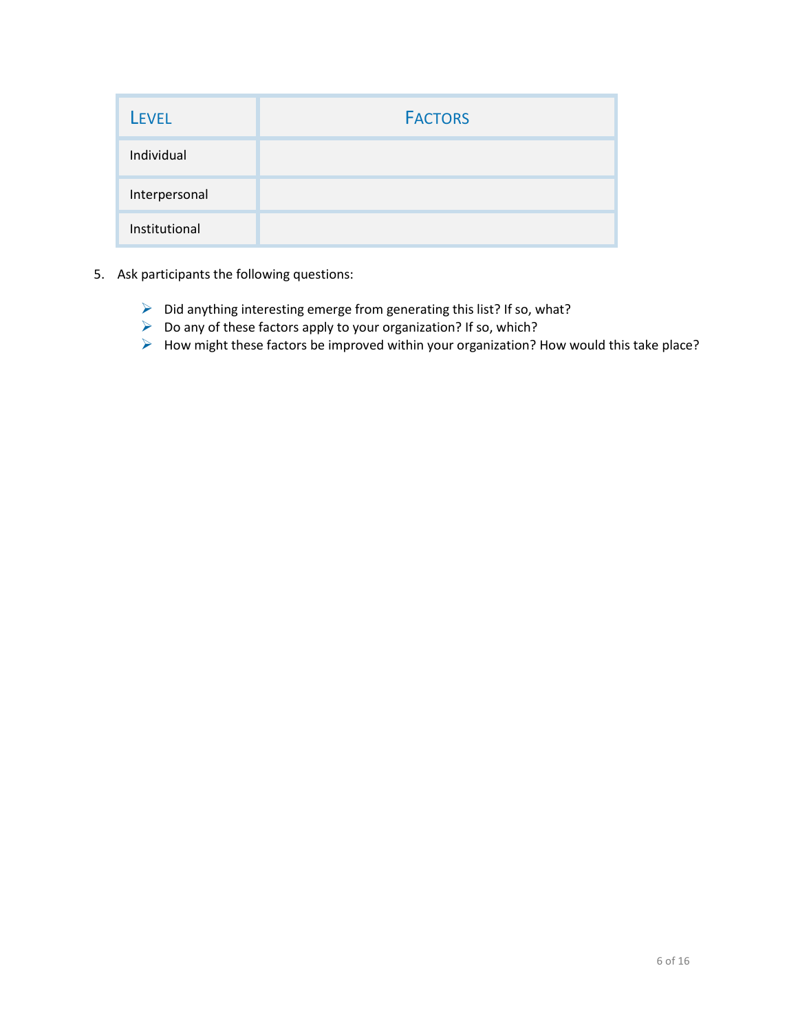| Level | Factors |
|---|---|
| Individual | |
| Interpersonal | |
| Institutional | |

5. Ask participants the following questions:

   - Did anything interesting emerge from generating this list? If so, what?
   - Do any of these factors apply to your organization? If so, which?
   - How might these factors be improved within your organization? How would this take place?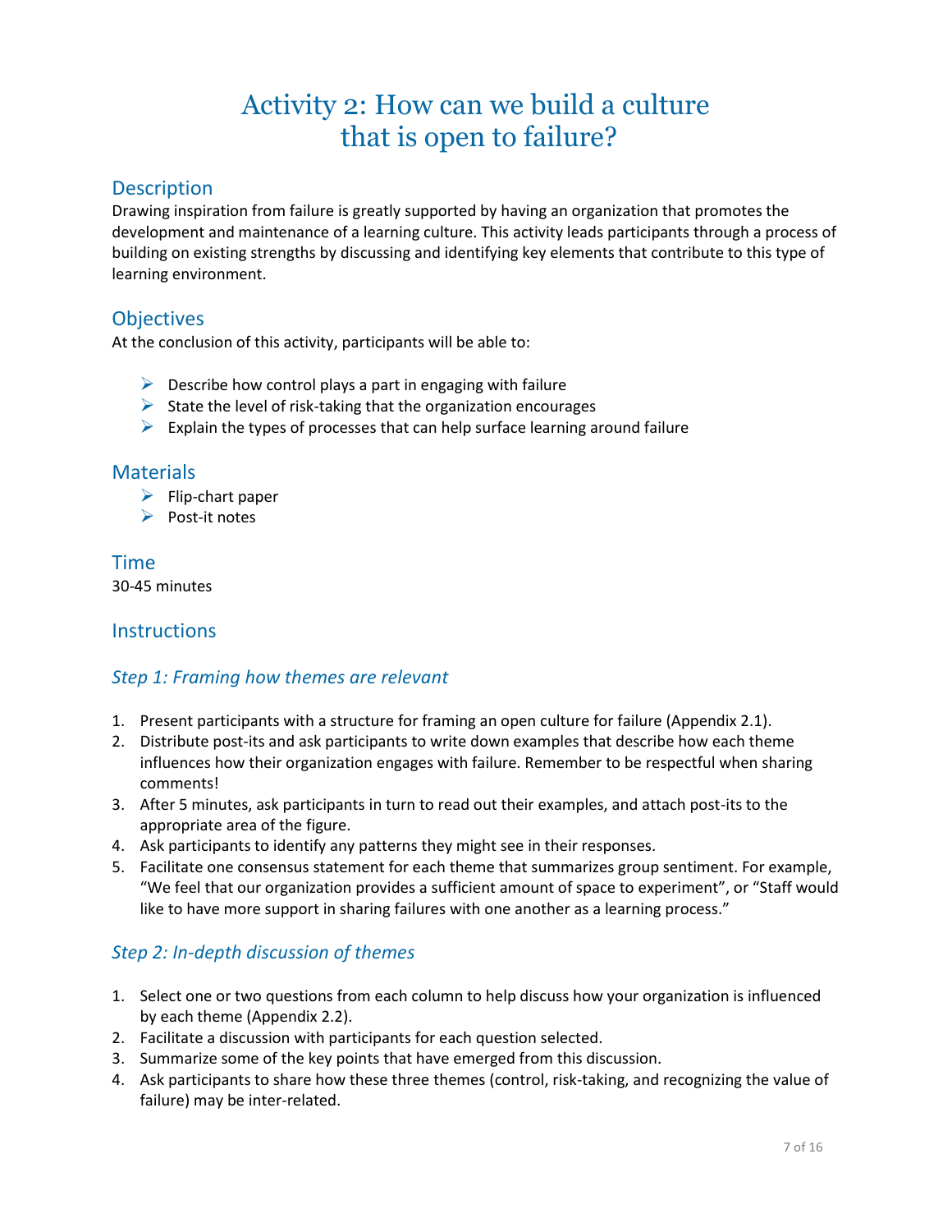# Activity 2: How can we build a culture that is open to failure?

## Description

Drawing inspiration from failure is greatly supported by having an organization that promotes the development and maintenance of a learning culture. This activity leads participants through a process of building on existing strengths by discussing and identifying key elements that contribute to this type of learning environment.

## Objectives

At the conclusion of this activity, participants will be able to:

- Describe how control plays a part in engaging with failure
- State the level of risk-taking that the organization encourages
- Explain the types of processes that can help surface learning around failure

## Materials

- Flip-chart paper
- Post-it notes

## Time

30-45 minutes

## Instructions

### *Step 1: Framing how themes are relevant*

1. Present participants with a structure for framing an open culture for failure (Appendix 2.1).
2. Distribute post-its and ask participants to write down examples that describe how each theme influences how their organization engages with failure. Remember to be respectful when sharing comments!
3. After 5 minutes, ask participants in turn to read out their examples, and attach post-its to the appropriate area of the figure.
4. Ask participants to identify any patterns they might see in their responses.
5. Facilitate one consensus statement for each theme that summarizes group sentiment. For example, "We feel that our organization provides a sufficient amount of space to experiment", or "Staff would like to have more support in sharing failures with one another as a learning process."

### *Step 2: In-depth discussion of themes*

1. Select one or two questions from each column to help discuss how your organization is influenced by each theme (Appendix 2.2).
2. Facilitate a discussion with participants for each question selected.
3. Summarize some of the key points that have emerged from this discussion.
4. Ask participants to share how these three themes (control, risk-taking, and recognizing the value of failure) may be inter-related.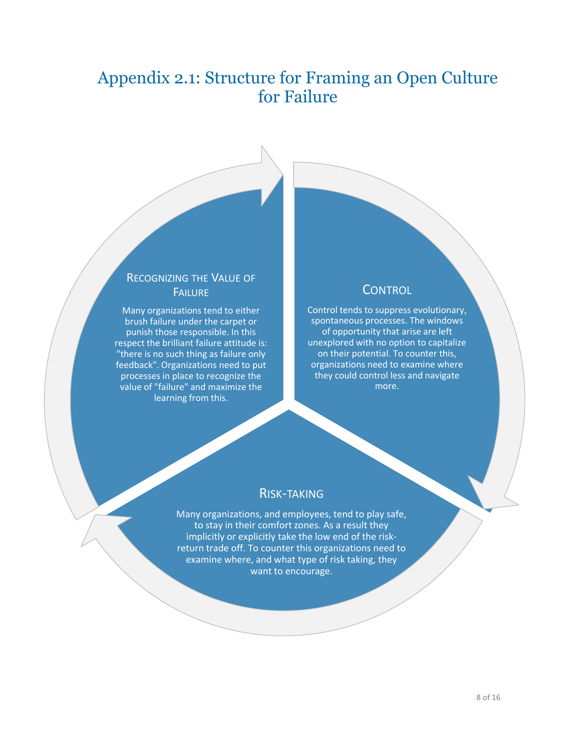# Appendix 2.1: Structure for Framing an Open Culture for Failure

### Recognizing the Value of Failure

Many organizations tend to either brush failure under the carpet or punish those responsible. In this respect the brilliant failure attitude is: "there is no such thing as failure only feedback". Organizations need to put processes in place to recognize the value of "failure" and maximize the learning from this.

### Control

Control tends to suppress evolutionary, spontaneous processes. The windows of opportunity that arise are left unexplored with no option to capitalize on their potential. To counter this, organizations need to examine where they could control less and navigate more.

### Risk-taking

Many organizations, and employees, tend to play safe, to stay in their comfort zones. As a result they implicitly or explicitly take the low end of the risk-return trade off. To counter this organizations need to examine where, and what type of risk taking, they want to encourage.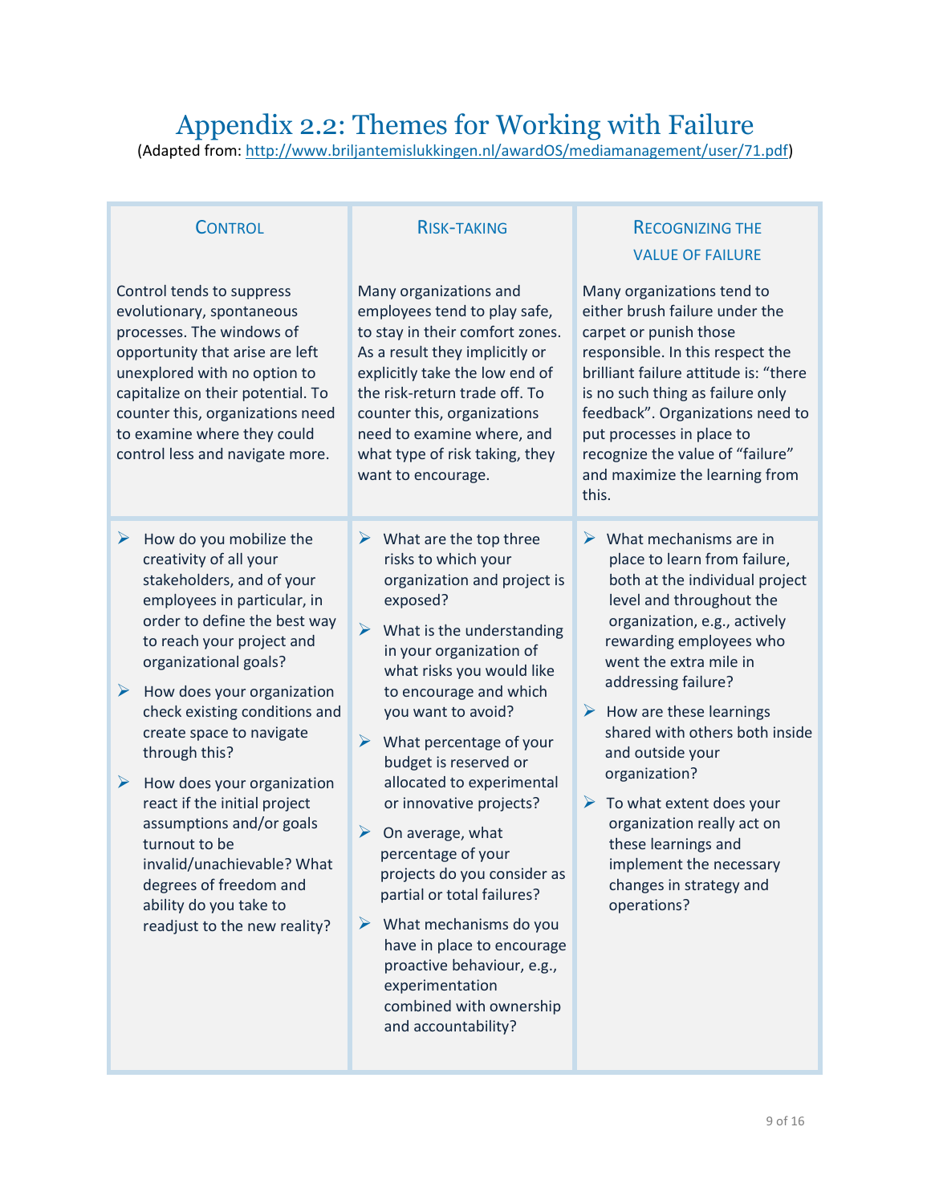# Appendix 2.2: Themes for Working with Failure

(Adapted from: http://www.briljantemislukkingen.nl/awardOS/mediamanagement/user/71.pdf)

| CONTROL | RISK-TAKING | RECOGNIZING THE VALUE OF FAILURE |
|---|---|---|
| Control tends to suppress evolutionary, spontaneous processes. The windows of opportunity that arise are left unexplored with no option to capitalize on their potential. To counter this, organizations need to examine where they could control less and navigate more. | Many organizations and employees tend to play safe, to stay in their comfort zones. As a result they implicitly or explicitly take the low end of the risk-return trade off. To counter this, organizations need to examine where, and what type of risk taking, they want to encourage. | Many organizations tend to either brush failure under the carpet or punish those responsible. In this respect the brilliant failure attitude is: "there is no such thing as failure only feedback". Organizations need to put processes in place to recognize the value of "failure" and maximize the learning from this. |
| ➢ How do you mobilize the creativity of all your stakeholders, and of your employees in particular, in order to define the best way to reach your project and organizational goals?<br>➢ How does your organization check existing conditions and create space to navigate through this?<br>➢ How does your organization react if the initial project assumptions and/or goals turnout to be invalid/unachievable? What degrees of freedom and ability do you take to readjust to the new reality? | ➢ What are the top three risks to which your organization and project is exposed?<br>➢ What is the understanding in your organization of what risks you would like to encourage and which you want to avoid?<br>➢ What percentage of your budget is reserved or allocated to experimental or innovative projects?<br>➢ On average, what percentage of your projects do you consider as partial or total failures?<br>➢ What mechanisms do you have in place to encourage proactive behaviour, e.g., experimentation combined with ownership and accountability? | ➢ What mechanisms are in place to learn from failure, both at the individual project level and throughout the organization, e.g., actively rewarding employees who went the extra mile in addressing failure?<br>➢ How are these learnings shared with others both inside and outside your organization?<br>➢ To what extent does your organization really act on these learnings and implement the necessary changes in strategy and operations? |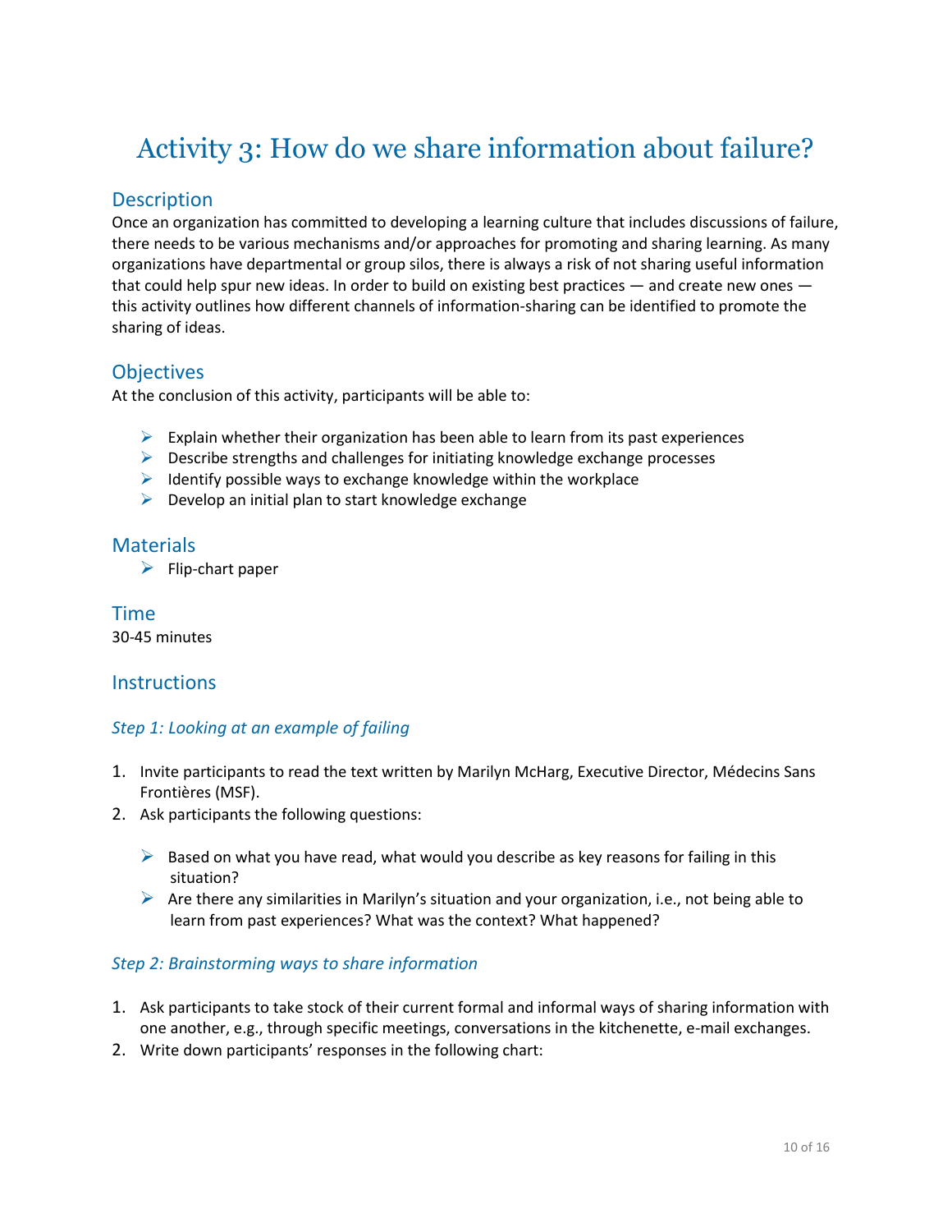# Activity 3: How do we share information about failure?

## Description

Once an organization has committed to developing a learning culture that includes discussions of failure, there needs to be various mechanisms and/or approaches for promoting and sharing learning. As many organizations have departmental or group silos, there is always a risk of not sharing useful information that could help spur new ideas. In order to build on existing best practices — and create new ones — this activity outlines how different channels of information-sharing can be identified to promote the sharing of ideas.

## Objectives

At the conclusion of this activity, participants will be able to:

- Explain whether their organization has been able to learn from its past experiences
- Describe strengths and challenges for initiating knowledge exchange processes
- Identify possible ways to exchange knowledge within the workplace
- Develop an initial plan to start knowledge exchange

## Materials

- Flip-chart paper

## Time

30-45 minutes

## Instructions

### *Step 1: Looking at an example of failing*

1. Invite participants to read the text written by Marilyn McHarg, Executive Director, Médecins Sans Frontières (MSF).
2. Ask participants the following questions:

   - Based on what you have read, what would you describe as key reasons for failing in this situation?
   - Are there any similarities in Marilyn's situation and your organization, i.e., not being able to learn from past experiences? What was the context? What happened?

### *Step 2: Brainstorming ways to share information*

1. Ask participants to take stock of their current formal and informal ways of sharing information with one another, e.g., through specific meetings, conversations in the kitchenette, e-mail exchanges.
2. Write down participants' responses in the following chart: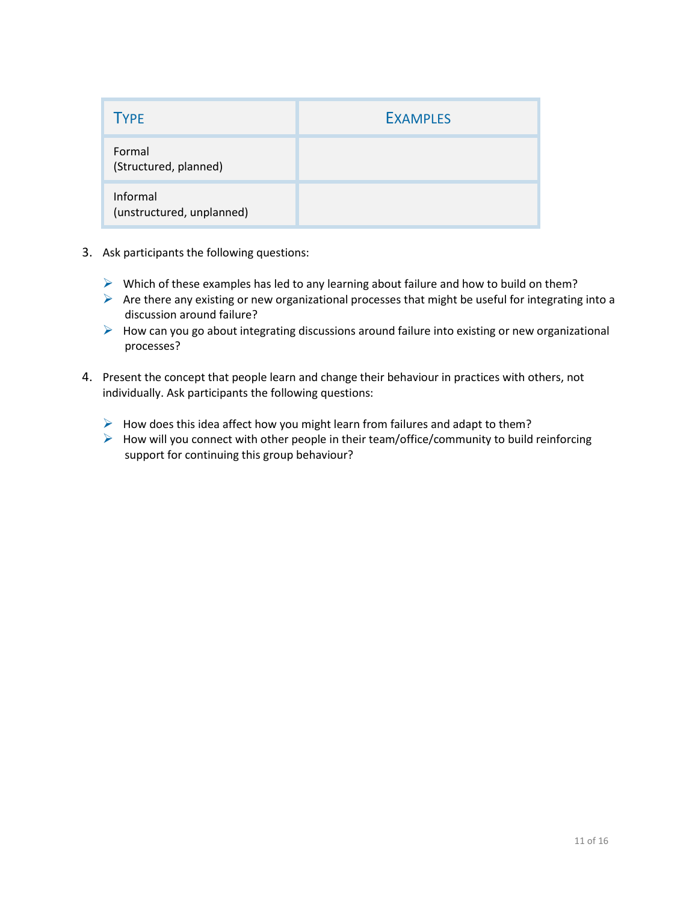| TYPE | EXAMPLES |
| --- | --- |
| Formal<br>(Structured, planned) | |
| Informal<br>(unstructured, unplanned) | |

3. Ask participants the following questions:

   - Which of these examples has led to any learning about failure and how to build on them?
   - Are there any existing or new organizational processes that might be useful for integrating into a discussion around failure?
   - How can you go about integrating discussions around failure into existing or new organizational processes?

4. Present the concept that people learn and change their behaviour in practices with others, not individually. Ask participants the following questions:

   - How does this idea affect how you might learn from failures and adapt to them?
   - How will you connect with other people in their team/office/community to build reinforcing support for continuing this group behaviour?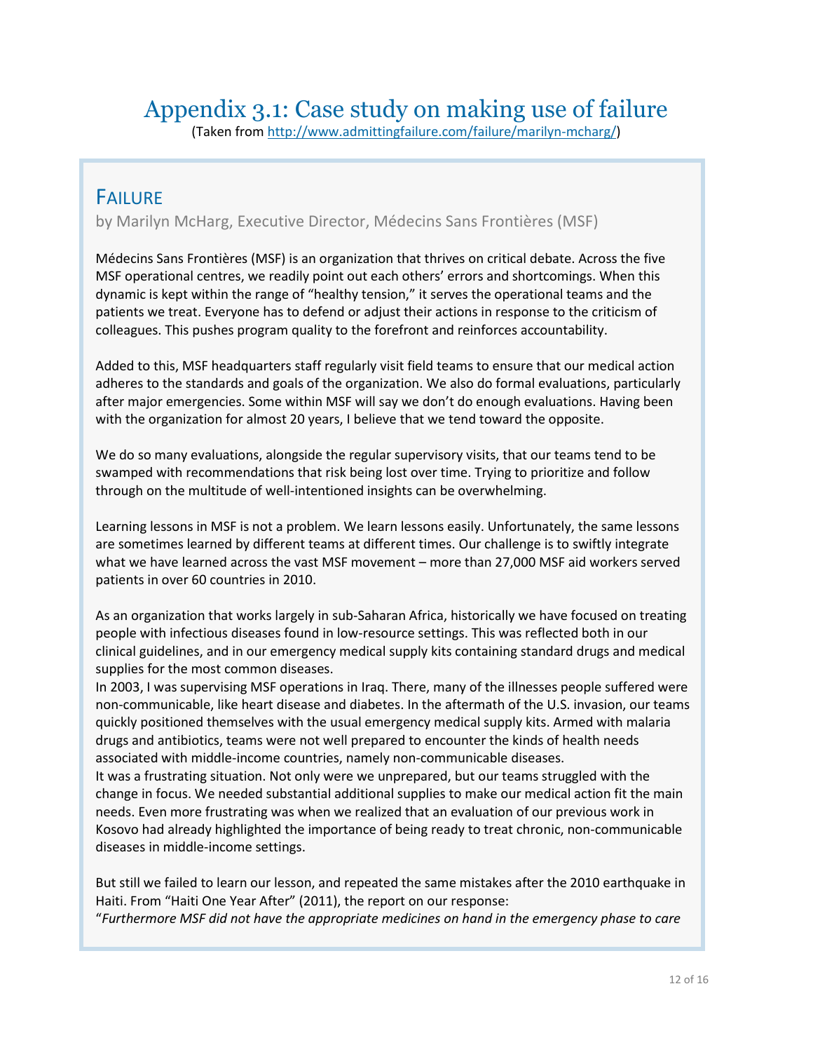# Appendix 3.1: Case study on making use of failure

(Taken from http://www.admittingfailure.com/failure/marilyn-mcharg/)

## FAILURE

by Marilyn McHarg, Executive Director, Médecins Sans Frontières (MSF)

Médecins Sans Frontières (MSF) is an organization that thrives on critical debate. Across the five MSF operational centres, we readily point out each others' errors and shortcomings. When this dynamic is kept within the range of "healthy tension," it serves the operational teams and the patients we treat. Everyone has to defend or adjust their actions in response to the criticism of colleagues. This pushes program quality to the forefront and reinforces accountability.

Added to this, MSF headquarters staff regularly visit field teams to ensure that our medical action adheres to the standards and goals of the organization. We also do formal evaluations, particularly after major emergencies. Some within MSF will say we don't do enough evaluations. Having been with the organization for almost 20 years, I believe that we tend toward the opposite.

We do so many evaluations, alongside the regular supervisory visits, that our teams tend to be swamped with recommendations that risk being lost over time. Trying to prioritize and follow through on the multitude of well-intentioned insights can be overwhelming.

Learning lessons in MSF is not a problem. We learn lessons easily. Unfortunately, the same lessons are sometimes learned by different teams at different times. Our challenge is to swiftly integrate what we have learned across the vast MSF movement – more than 27,000 MSF aid workers served patients in over 60 countries in 2010.

As an organization that works largely in sub-Saharan Africa, historically we have focused on treating people with infectious diseases found in low-resource settings. This was reflected both in our clinical guidelines, and in our emergency medical supply kits containing standard drugs and medical supplies for the most common diseases.

In 2003, I was supervising MSF operations in Iraq. There, many of the illnesses people suffered were non-communicable, like heart disease and diabetes. In the aftermath of the U.S. invasion, our teams quickly positioned themselves with the usual emergency medical supply kits. Armed with malaria drugs and antibiotics, teams were not well prepared to encounter the kinds of health needs associated with middle-income countries, namely non-communicable diseases.

It was a frustrating situation. Not only were we unprepared, but our teams struggled with the change in focus. We needed substantial additional supplies to make our medical action fit the main needs. Even more frustrating was when we realized that an evaluation of our previous work in Kosovo had already highlighted the importance of being ready to treat chronic, non-communicable diseases in middle-income settings.

But still we failed to learn our lesson, and repeated the same mistakes after the 2010 earthquake in Haiti. From "Haiti One Year After" (2011), the report on our response:

"*Furthermore MSF did not have the appropriate medicines on hand in the emergency phase to care*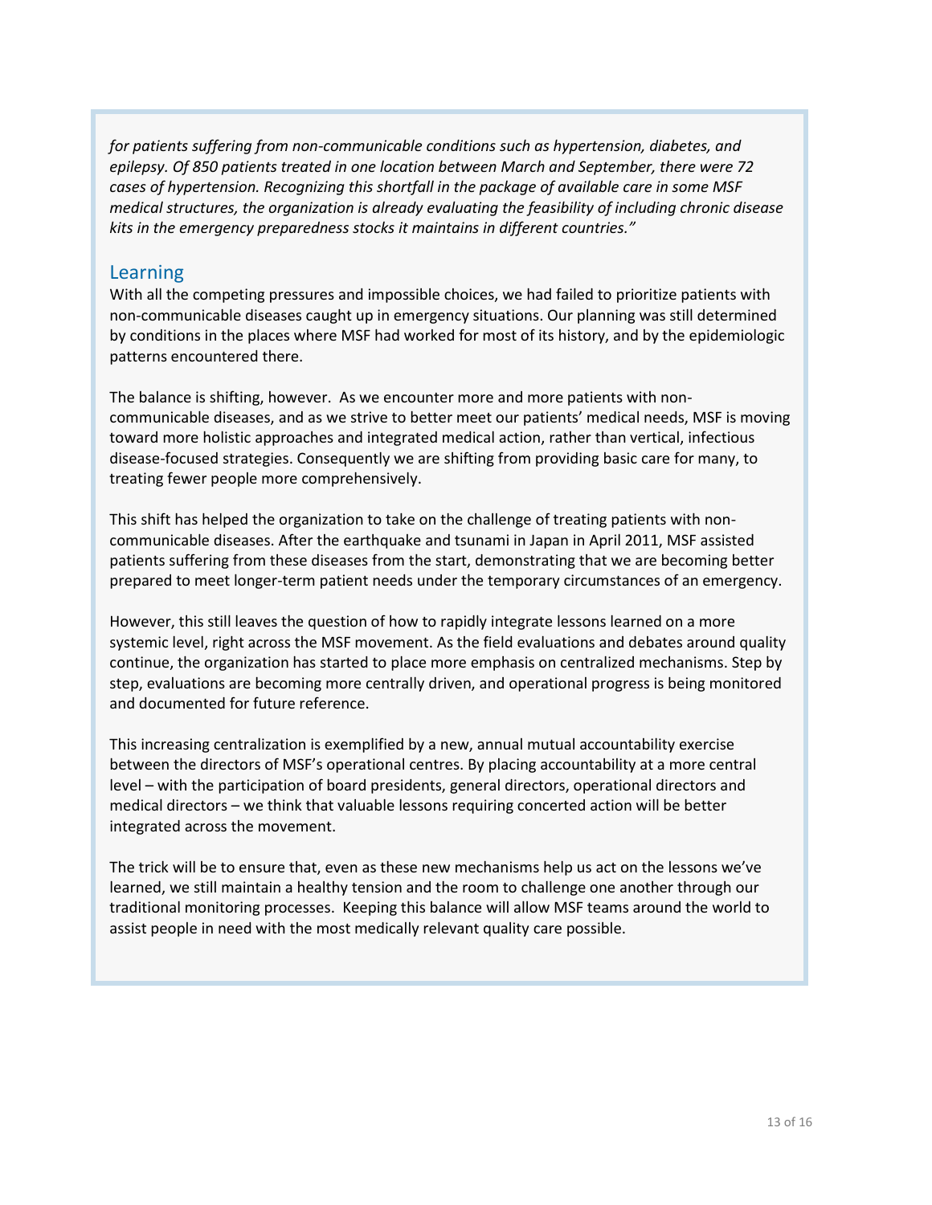*for patients suffering from non-communicable conditions such as hypertension, diabetes, and epilepsy. Of 850 patients treated in one location between March and September, there were 72 cases of hypertension. Recognizing this shortfall in the package of available care in some MSF medical structures, the organization is already evaluating the feasibility of including chronic disease kits in the emergency preparedness stocks it maintains in different countries."*

## Learning

With all the competing pressures and impossible choices, we had failed to prioritize patients with non-communicable diseases caught up in emergency situations. Our planning was still determined by conditions in the places where MSF had worked for most of its history, and by the epidemiologic patterns encountered there.

The balance is shifting, however. As we encounter more and more patients with non-communicable diseases, and as we strive to better meet our patients' medical needs, MSF is moving toward more holistic approaches and integrated medical action, rather than vertical, infectious disease-focused strategies. Consequently we are shifting from providing basic care for many, to treating fewer people more comprehensively.

This shift has helped the organization to take on the challenge of treating patients with non-communicable diseases. After the earthquake and tsunami in Japan in April 2011, MSF assisted patients suffering from these diseases from the start, demonstrating that we are becoming better prepared to meet longer-term patient needs under the temporary circumstances of an emergency.

However, this still leaves the question of how to rapidly integrate lessons learned on a more systemic level, right across the MSF movement. As the field evaluations and debates around quality continue, the organization has started to place more emphasis on centralized mechanisms. Step by step, evaluations are becoming more centrally driven, and operational progress is being monitored and documented for future reference.

This increasing centralization is exemplified by a new, annual mutual accountability exercise between the directors of MSF's operational centres. By placing accountability at a more central level – with the participation of board presidents, general directors, operational directors and medical directors – we think that valuable lessons requiring concerted action will be better integrated across the movement.

The trick will be to ensure that, even as these new mechanisms help us act on the lessons we've learned, we still maintain a healthy tension and the room to challenge one another through our traditional monitoring processes. Keeping this balance will allow MSF teams around the world to assist people in need with the most medically relevant quality care possible.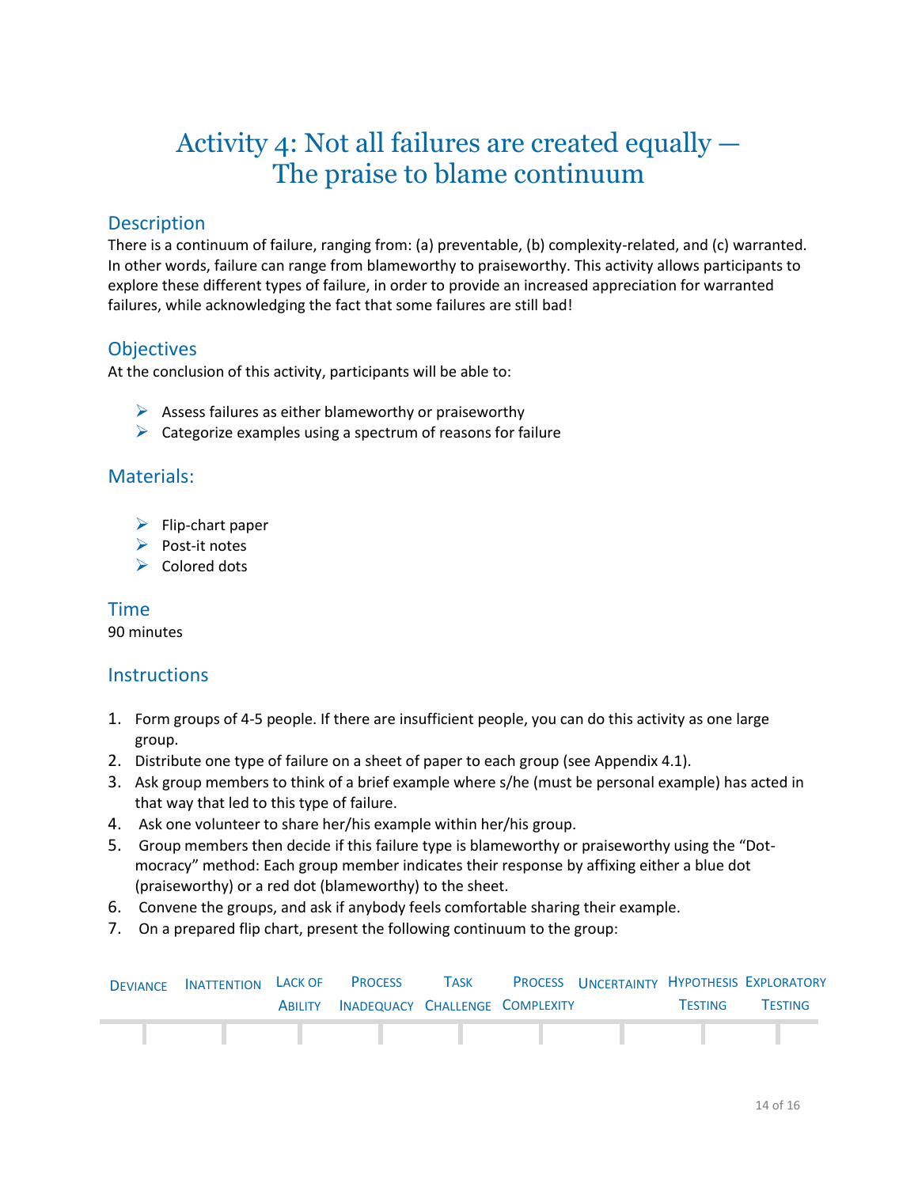# Activity 4: Not all failures are created equally — The praise to blame continuum

## Description

There is a continuum of failure, ranging from: (a) preventable, (b) complexity-related, and (c) warranted. In other words, failure can range from blameworthy to praiseworthy. This activity allows participants to explore these different types of failure, in order to provide an increased appreciation for warranted failures, while acknowledging the fact that some failures are still bad!

## Objectives

At the conclusion of this activity, participants will be able to:

- Assess failures as either blameworthy or praiseworthy
- Categorize examples using a spectrum of reasons for failure

## Materials:

- Flip-chart paper
- Post-it notes
- Colored dots

## Time

90 minutes

## Instructions

1. Form groups of 4-5 people. If there are insufficient people, you can do this activity as one large group.
2. Distribute one type of failure on a sheet of paper to each group (see Appendix 4.1).
3. Ask group members to think of a brief example where s/he (must be personal example) has acted in that way that led to this type of failure.
4. Ask one volunteer to share her/his example within her/his group.
5. Group members then decide if this failure type is blameworthy or praiseworthy using the "Dot-mocracy" method: Each group member indicates their response by affixing either a blue dot (praiseworthy) or a red dot (blameworthy) to the sheet.
6. Convene the groups, and ask if anybody feels comfortable sharing their example.
7. On a prepared flip chart, present the following continuum to the group:

| Deviance | Inattention | Lack of Ability | Process Inadequacy | Task Challenge | Process Complexity | Uncertainty | Hypothesis Testing | Exploratory Testing |
|---|---|---|---|---|---|---|---|---|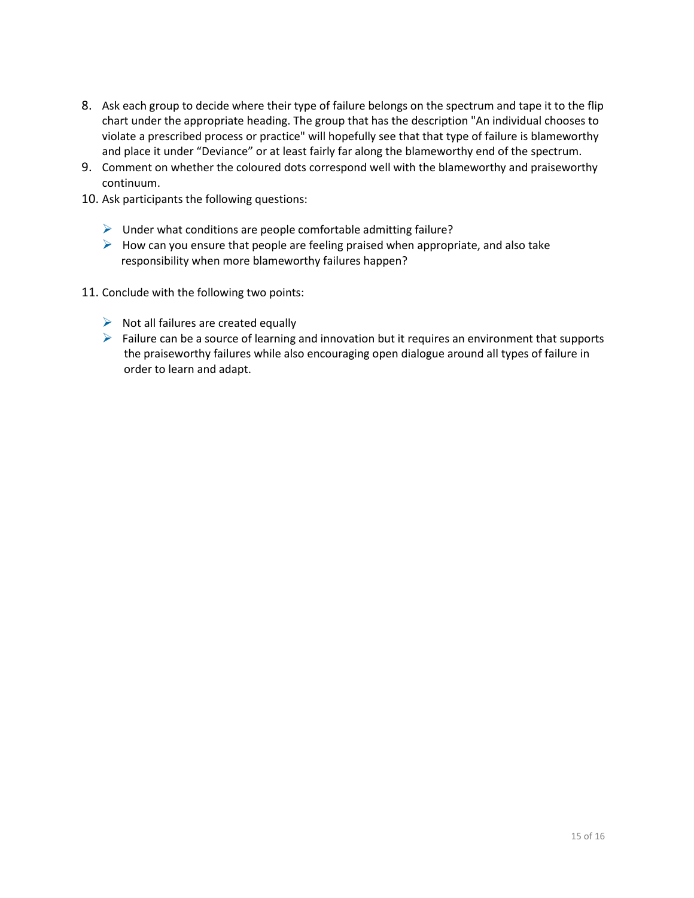8. Ask each group to decide where their type of failure belongs on the spectrum and tape it to the flip chart under the appropriate heading. The group that has the description "An individual chooses to violate a prescribed process or practice" will hopefully see that that type of failure is blameworthy and place it under "Deviance" or at least fairly far along the blameworthy end of the spectrum.
9. Comment on whether the coloured dots correspond well with the blameworthy and praiseworthy continuum.
10. Ask participants the following questions:

    - Under what conditions are people comfortable admitting failure?
    - How can you ensure that people are feeling praised when appropriate, and also take responsibility when more blameworthy failures happen?

11. Conclude with the following two points:

    - Not all failures are created equally
    - Failure can be a source of learning and innovation but it requires an environment that supports the praiseworthy failures while also encouraging open dialogue around all types of failure in order to learn and adapt.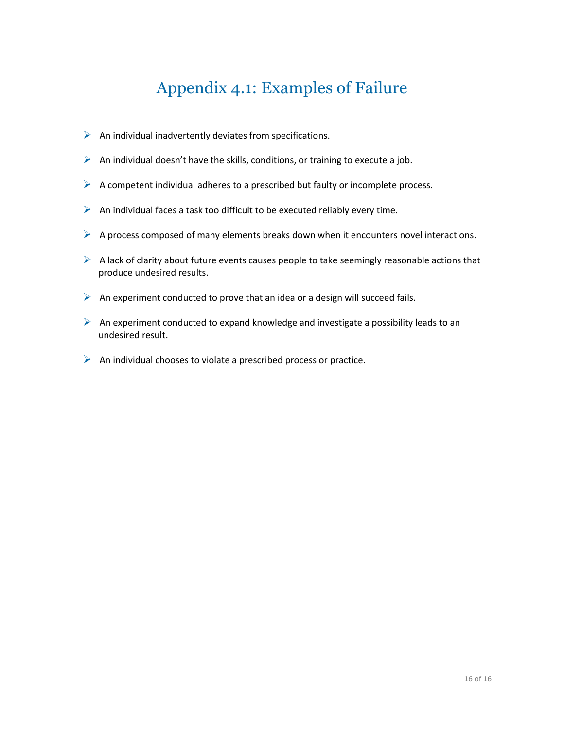# Appendix 4.1: Examples of Failure

- An individual inadvertently deviates from specifications.
- An individual doesn't have the skills, conditions, or training to execute a job.
- A competent individual adheres to a prescribed but faulty or incomplete process.
- An individual faces a task too difficult to be executed reliably every time.
- A process composed of many elements breaks down when it encounters novel interactions.
- A lack of clarity about future events causes people to take seemingly reasonable actions that produce undesired results.
- An experiment conducted to prove that an idea or a design will succeed fails.
- An experiment conducted to expand knowledge and investigate a possibility leads to an undesired result.
- An individual chooses to violate a prescribed process or practice.